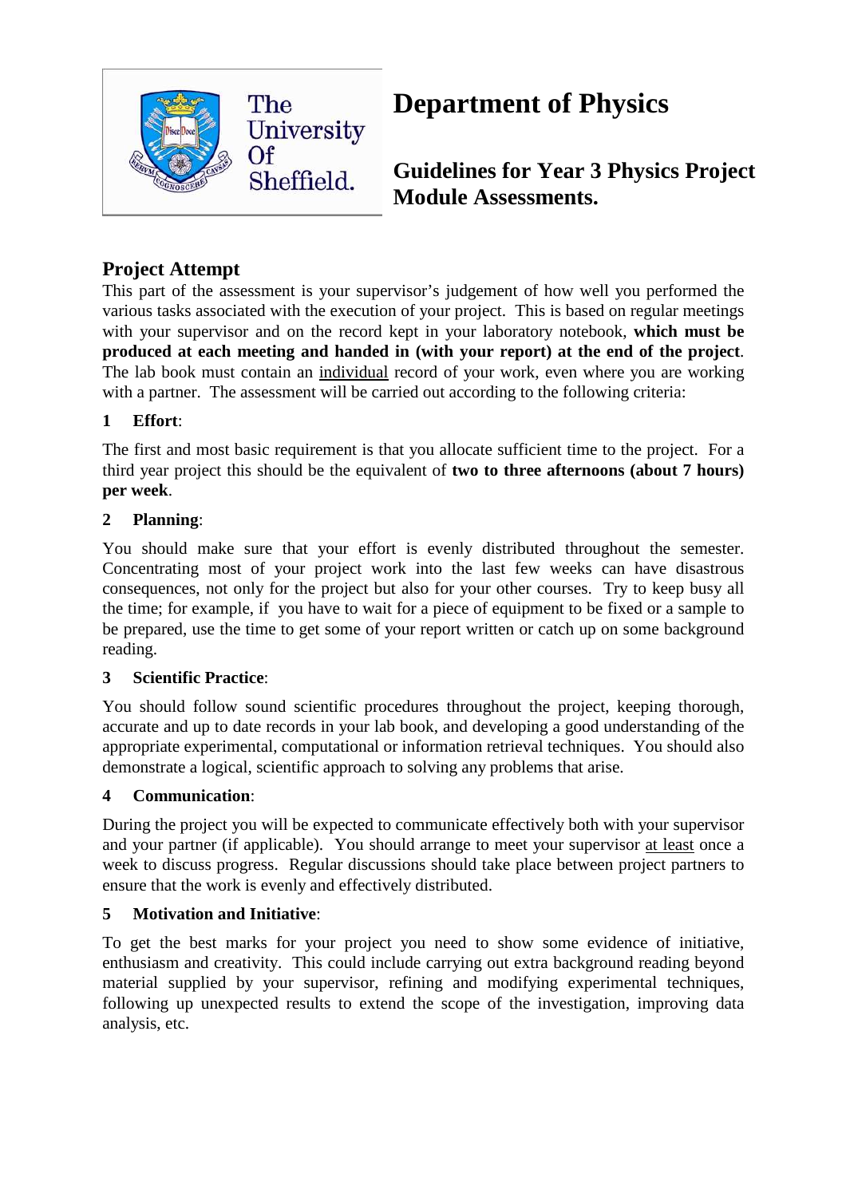The University Of Sheffield.

# Department of Physics

## Guidelines for Year 3 Physics Project Module Assessments.

## Project Attempt

This part of the assessment is your supervisor's judgement of how well you performed the various tasks associated with the execution of your project. This is based on regular meetings with your supervisor and on the record kept in your laboratory notebook, **which must be produced at each meeting and handed in (with your report) at the end of the project**. The lab book must contain an individual record of your work, even where you are working with a partner. The assessment will be carried out according to the following criteria:

### 1 Effort:

The first and most basic requirement is that you allocate sufficient time to the project. For a third year project this should be the equivalent of **two to three afternoons (about 7 hours) per week**.

### 2 Planning:

You should make sure that your effort is evenly distributed throughout the semester. Concentrating most of your project work into the last few weeks can have disastrous consequences, not only for the project but also for your other courses. Try to keep busy all the time; for example, if you have to wait for a piece of equipment to be fixed or a sample to be prepared, use the time to get some of your report written or catch up on some background reading.

### 3 Scientific Practice:

You should follow sound scientific procedures throughout the project, keeping thorough, accurate and up to date records in your lab book, and developing a good understanding of the appropriate experimental, computational or information retrieval techniques. You should also demonstrate a logical, scientific approach to solving any problems that arise.

### 4 Communication:

During the project you will be expected to communicate effectively both with your supervisor and your partner (if applicable). You should arrange to meet your supervisor at least once a week to discuss progress. Regular discussions should take place between project partners to ensure that the work is evenly and effectively distributed.

### 5 Motivation and Initiative:

To get the best marks for your project you need to show some evidence of initiative, enthusiasm and creativity. This could include carrying out extra background reading beyond material supplied by your supervisor, refining and modifying experimental techniques, following up unexpected results to extend the scope of the investigation, improving data analysis, etc.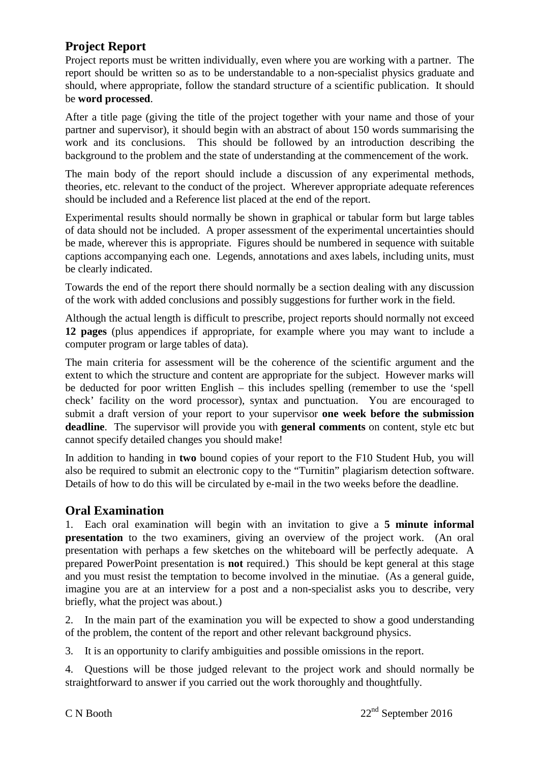## Project Report

Project reports must be written individually, even where you are working with a partner. The report should be written so as to be understandable to a non-specialist physics graduate and should, where appropriate, follow the standard structure of a scientific publication. It should be **word processed**.

After a title page (giving the title of the project together with your name and those of your partner and supervisor), it should begin with an abstract of about 150 words summarising the work and its conclusions. This should be followed by an introduction describing the background to the problem and the state of understanding at the commencement of the work.

The main body of the report should include a discussion of any experimental methods, theories, etc. relevant to the conduct of the project. Wherever appropriate adequate references should be included and a Reference list placed at the end of the report.

Experimental results should normally be shown in graphical or tabular form but large tables of data should not be included. A proper assessment of the experimental uncertainties should be made, wherever this is appropriate. Figures should be numbered in sequence with suitable captions accompanying each one. Legends, annotations and axes labels, including units, must be clearly indicated.

Towards the end of the report there should normally be a section dealing with any discussion of the work with added conclusions and possibly suggestions for further work in the field.

Although the actual length is difficult to prescribe, project reports should normally not exceed **12 pages** (plus appendices if appropriate, for example where you may want to include a computer program or large tables of data).

The main criteria for assessment will be the coherence of the scientific argument and the extent to which the structure and content are appropriate for the subject. However marks will be deducted for poor written English – this includes spelling (remember to use the 'spell check' facility on the word processor), syntax and punctuation. You are encouraged to submit a draft version of your report to your supervisor **one week before the submission deadline**. The supervisor will provide you with **general comments** on content, style etc but cannot specify detailed changes you should make!

In addition to handing in **two** bound copies of your report to the F10 Student Hub, you will also be required to submit an electronic copy to the "Turnitin" plagiarism detection software. Details of how to do this will be circulated by e-mail in the two weeks before the deadline.

## Oral Examination

1. Each oral examination will begin with an invitation to give a **5 minute informal presentation** to the two examiners, giving an overview of the project work. (An oral presentation with perhaps a few sketches on the whiteboard will be perfectly adequate. A prepared PowerPoint presentation is **not** required.) This should be kept general at this stage and you must resist the temptation to become involved in the minutiae. (As a general guide, imagine you are at an interview for a post and a non-specialist asks you to describe, very briefly, what the project was about.)

2. In the main part of the examination you will be expected to show a good understanding of the problem, the content of the report and other relevant background physics.

3. It is an opportunity to clarify ambiguities and possible omissions in the report.

4. Questions will be those judged relevant to the project work and should normally be straightforward to answer if you carried out the work thoroughly and thoughtfully.

C N Booth 22nd September 2016